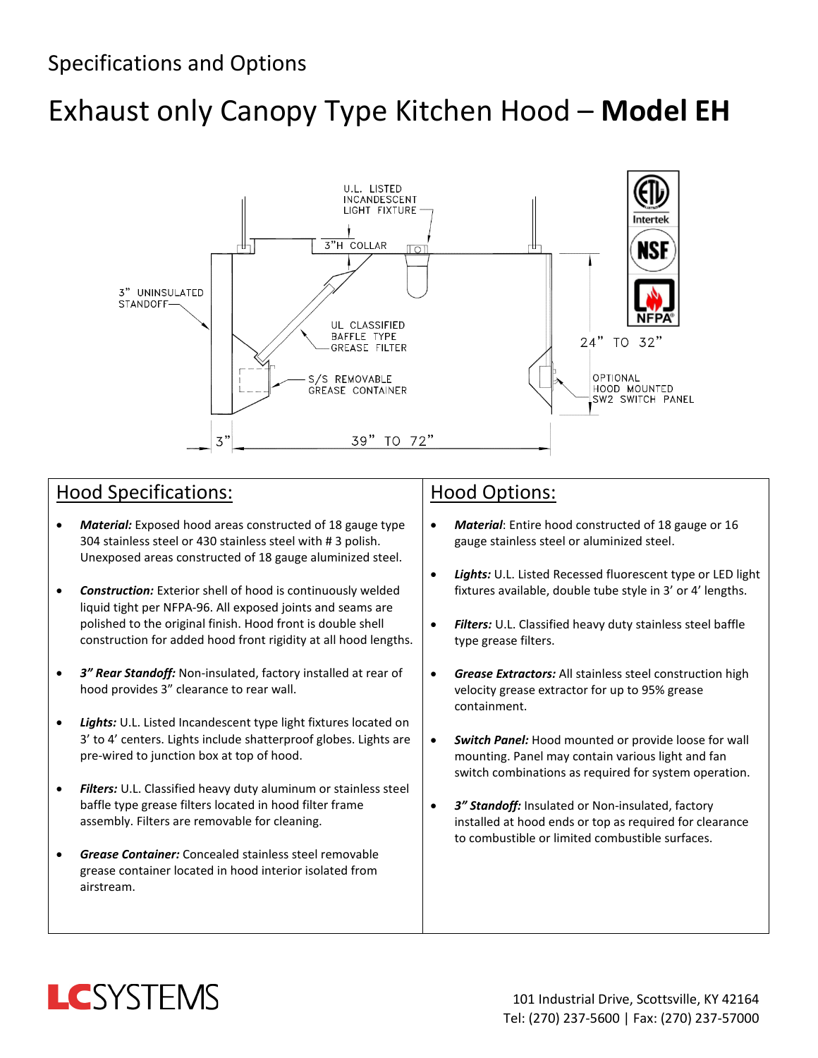Specifications and Options

# Exhaust only Canopy Type Kitchen Hood – **Model EH**

U.L. LISTED INCANDESCENT LIGHT FIXTURE

3"H COLLAR

3" UNINSULATED STANDOFF

UL CLASSIFIED BAFFLE TYPE GREASE FILTER

S/S REMOVABLE GREASE CONTAINER

24" TO 32"

OPTIONAL HOOD MOUNTED SW2 SWITCH PANEL

3"

39" TO 72"

## Hood Specifications:

- ***Material:*** Exposed hood areas constructed of 18 gauge type 304 stainless steel or 430 stainless steel with # 3 polish. Unexposed areas constructed of 18 gauge aluminized steel.
- ***Construction:*** Exterior shell of hood is continuously welded liquid tight per NFPA-96. All exposed joints and seams are polished to the original finish. Hood front is double shell construction for added hood front rigidity at all hood lengths.
- ***3" Rear Standoff:*** Non-insulated, factory installed at rear of hood provides 3" clearance to rear wall.
- ***Lights:*** U.L. Listed Incandescent type light fixtures located on 3' to 4' centers. Lights include shatterproof globes. Lights are pre-wired to junction box at top of hood.
- ***Filters:*** U.L. Classified heavy duty aluminum or stainless steel baffle type grease filters located in hood filter frame assembly. Filters are removable for cleaning.
- ***Grease Container:*** Concealed stainless steel removable grease container located in hood interior isolated from airstream.

## Hood Options:

- ***Material***: Entire hood constructed of 18 gauge or 16 gauge stainless steel or aluminized steel.
- ***Lights:*** U.L. Listed Recessed fluorescent type or LED light fixtures available, double tube style in 3' or 4' lengths.
- ***Filters:*** U.L. Classified heavy duty stainless steel baffle type grease filters.
- ***Grease Extractors:*** All stainless steel construction high velocity grease extractor for up to 95% grease containment.
- ***Switch Panel:*** Hood mounted or provide loose for wall mounting. Panel may contain various light and fan switch combinations as required for system operation.
- ***3" Standoff:*** Insulated or Non-insulated, factory installed at hood ends or top as required for clearance to combustible or limited combustible surfaces.

LCSYSTEMS

101 Industrial Drive, Scottsville, KY 42164
Tel: (270) 237-5600 | Fax: (270) 237-57000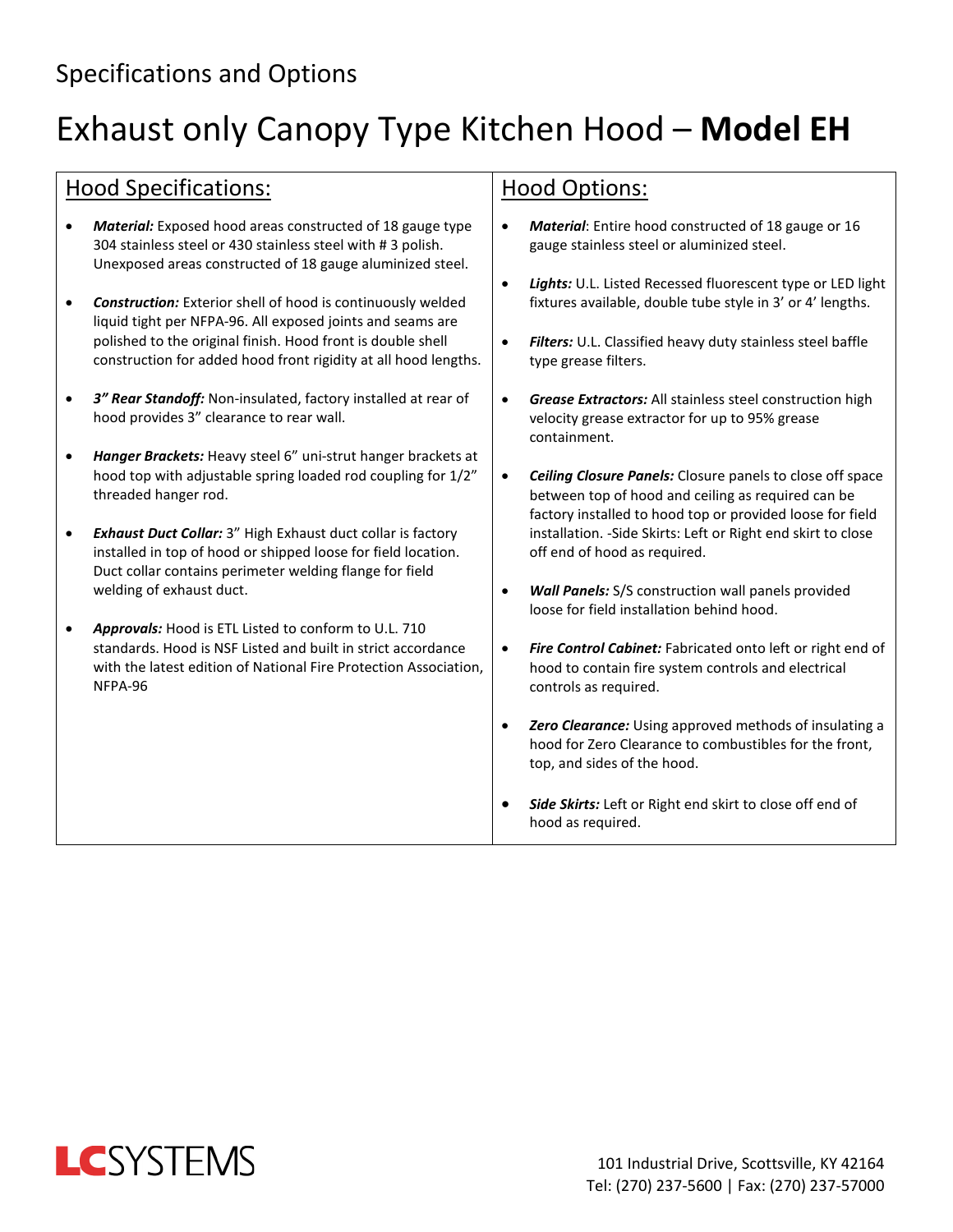## Specifications and Options

# Exhaust only Canopy Type Kitchen Hood – **Model EH**

## Hood Specifications:

- ***Material:*** Exposed hood areas constructed of 18 gauge type 304 stainless steel or 430 stainless steel with # 3 polish. Unexposed areas constructed of 18 gauge aluminized steel.
- ***Construction:*** Exterior shell of hood is continuously welded liquid tight per NFPA-96. All exposed joints and seams are polished to the original finish. Hood front is double shell construction for added hood front rigidity at all hood lengths.
- ***3" Rear Standoff:*** Non-insulated, factory installed at rear of hood provides 3" clearance to rear wall.
- ***Hanger Brackets:*** Heavy steel 6" uni-strut hanger brackets at hood top with adjustable spring loaded rod coupling for 1/2" threaded hanger rod.
- ***Exhaust Duct Collar:*** 3" High Exhaust duct collar is factory installed in top of hood or shipped loose for field location. Duct collar contains perimeter welding flange for field welding of exhaust duct.
- ***Approvals:*** Hood is ETL Listed to conform to U.L. 710 standards. Hood is NSF Listed and built in strict accordance with the latest edition of National Fire Protection Association, NFPA-96

## Hood Options:

- ***Material***: Entire hood constructed of 18 gauge or 16 gauge stainless steel or aluminized steel.
- ***Lights:*** U.L. Listed Recessed fluorescent type or LED light fixtures available, double tube style in 3' or 4' lengths.
- ***Filters:*** U.L. Classified heavy duty stainless steel baffle type grease filters.
- ***Grease Extractors:*** All stainless steel construction high velocity grease extractor for up to 95% grease containment.
- ***Ceiling Closure Panels:*** Closure panels to close off space between top of hood and ceiling as required can be factory installed to hood top or provided loose for field installation. -Side Skirts: Left or Right end skirt to close off end of hood as required.
- ***Wall Panels:*** S/S construction wall panels provided loose for field installation behind hood.
- ***Fire Control Cabinet:*** Fabricated onto left or right end of hood to contain fire system controls and electrical controls as required.
- ***Zero Clearance:*** Using approved methods of insulating a hood for Zero Clearance to combustibles for the front, top, and sides of the hood.
- ***Side Skirts:*** Left or Right end skirt to close off end of hood as required.

LCSYSTEMS

101 Industrial Drive, Scottsville, KY 42164
Tel: (270) 237-5600 | Fax: (270) 237-57000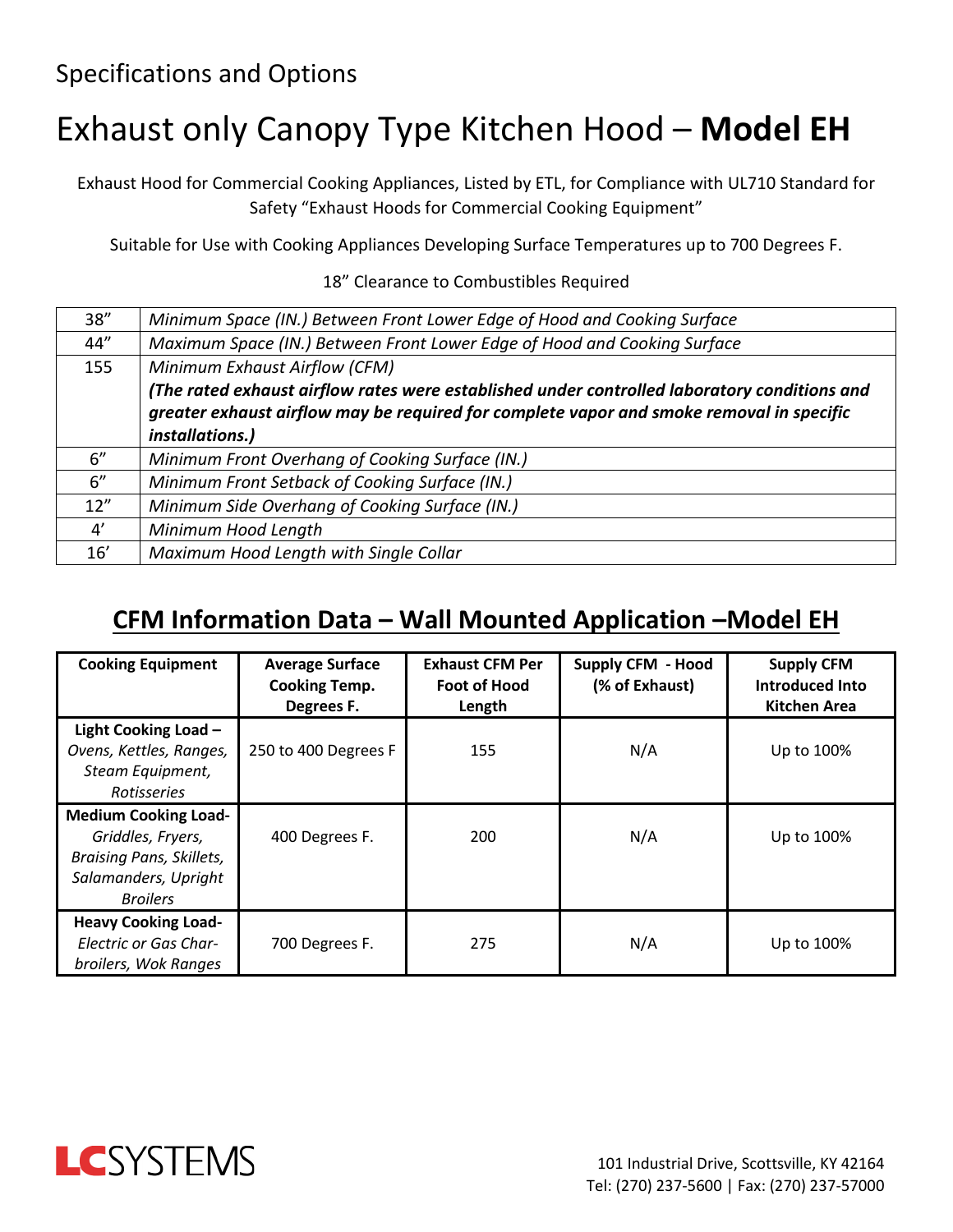Specifications and Options

# Exhaust only Canopy Type Kitchen Hood – **Model EH**

Exhaust Hood for Commercial Cooking Appliances, Listed by ETL, for Compliance with UL710 Standard for Safety "Exhaust Hoods for Commercial Cooking Equipment"

Suitable for Use with Cooking Appliances Developing Surface Temperatures up to 700 Degrees F.

18" Clearance to Combustibles Required

| | |
|---|---|
| 38" | *Minimum Space (IN.) Between Front Lower Edge of Hood and Cooking Surface* |
| 44" | *Maximum Space (IN.) Between Front Lower Edge of Hood and Cooking Surface* |
| 155 | *Minimum Exhaust Airflow (CFM)* ***(The rated exhaust airflow rates were established under controlled laboratory conditions and greater exhaust airflow may be required for complete vapor and smoke removal in specific installations.)*** |
| 6" | *Minimum Front Overhang of Cooking Surface (IN.)* |
| 6" | *Minimum Front Setback of Cooking Surface (IN.)* |
| 12" | *Minimum Side Overhang of Cooking Surface (IN.)* |
| 4' | *Minimum Hood Length* |
| 16' | *Maximum Hood Length with Single Collar* |

## CFM Information Data – Wall Mounted Application –Model EH

| Cooking Equipment | Average Surface Cooking Temp. Degrees F. | Exhaust CFM Per Foot of Hood Length | Supply CFM - Hood (% of Exhaust) | Supply CFM Introduced Into Kitchen Area |
|---|---|---|---|---|
| **Light Cooking Load –** *Ovens, Kettles, Ranges, Steam Equipment, Rotisseries* | 250 to 400 Degrees F | 155 | N/A | Up to 100% |
| **Medium Cooking Load-** *Griddles, Fryers, Braising Pans, Skillets, Salamanders, Upright Broilers* | 400 Degrees F. | 200 | N/A | Up to 100% |
| **Heavy Cooking Load-** *Electric or Gas Char-broilers, Wok Ranges* | 700 Degrees F. | 275 | N/A | Up to 100% |

LCSYSTEMS

101 Industrial Drive, Scottsville, KY 42164
Tel: (270) 237-5600 | Fax: (270) 237-57000